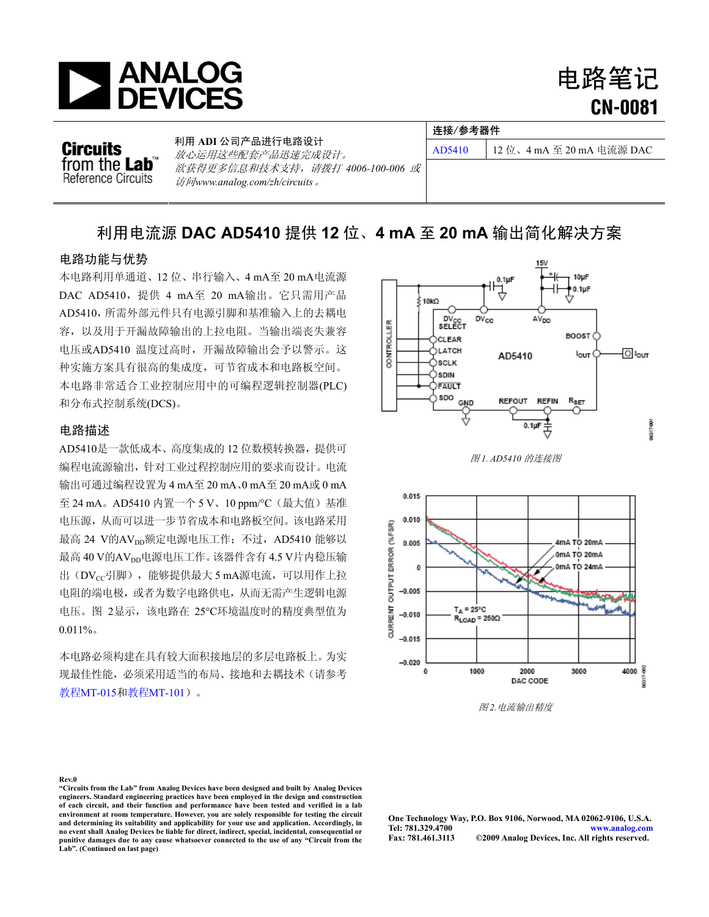# 电路笔记 CN-0081

**Circuits from the Lab™ Reference Circuits**

利用 ADI 公司产品进行电路设计

*放心运用这些配套产品迅速完成设计。*

*欲获得更多信息和技术支持，请拨打 4006-100-006 或访问www.analog.com/zh/circuits。*

| 连接/参考器件 | |
|---|---|
| AD5410 | 12 位、4 mA 至 20 mA 电流源 DAC |

## 利用电流源 DAC AD5410 提供 12 位、4 mA 至 20 mA 输出简化解决方案

### 电路功能与优势

本电路利用单通道、12 位、串行输入、4 mA至 20 mA电流源DAC AD5410，提供 4 mA至 20 mA输出。它只需用产品AD5410，所需外部元件只有电源引脚和基准输入上的去耦电容，以及用于开漏故障输出的上拉电阻。当输出端丧失兼容电压或AD5410 温度过高时，开漏故障输出会予以警示。这种实施方案具有很高的集成度，可节省成本和电路板空间。本电路非常适合工业控制应用中的可编程逻辑控制器(PLC)和分布式控制系统(DCS)。

### 电路描述

AD5410是一款低成本、高度集成的 12 位数模转换器，提供可编程电流源输出，针对工业过程控制的要求而设计。电流输出可通过编程设置为 4 mA至 20 mA、0 mA至 20 mA或 0 mA至 24 mA。AD5410 内置一个 5 V、10 ppm/°C（最大值）基准电压源，从而可以进一步节省成本和电路板空间。该电路采用最高 24 V的$AV_{DD}$额定电源电压工作；不过，AD5410 能够以最高 40 V的$AV_{DD}$电源电压工作。该器件含有 4.5 V片内稳压输出（$DV_{CC}$引脚），能够提供最大 5 mA源电流，可以用作上拉电阻的端电极，或者为数字电路供电，从而无需产生逻辑电源电压。图 2显示，该电路在 25°C环境温度时的精度典型值为 0.011%。

本电路必须构建在具有较大面积接地层的多层电路板上。为实现最佳性能，必须采用适当的布局、接地和去耦技术（请参考教程MT-015和教程MT-101）。

*图 1. AD5410 的连接图*

*图 2. 电流输出精度*

Rev.0

**"Circuits from the Lab" from Analog Devices have been designed and built by Analog Devices engineers. Standard engineering practices have been employed in the design and construction of each circuit, and their function and performance have been tested and verified in a lab environment at room temperature. However, you are solely responsible for testing the circuit and determining its suitability and applicability for your use and application. Accordingly, in no event shall Analog Devices be liable for direct, indirect, special, incidental, consequential or punitive damages due to any cause whatsoever connected to the use of any "Circuit from the Lab". (Continued on last page)**

One Technology Way, P.O. Box 9106, Norwood, MA 02062-9106, U.S.A.
Tel: 781.329.4700 www.analog.com
Fax: 781.461.3113 ©2009 Analog Devices, Inc. All rights reserved.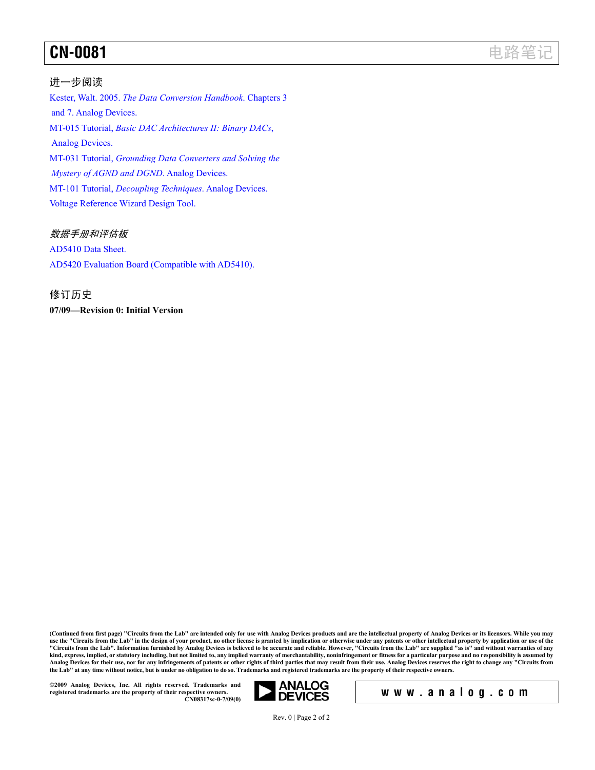## 进一步阅读

Kester, Walt. 2005. *The Data Conversion Handbook*. Chapters 3 and 7. Analog Devices.

MT-015 Tutorial, *Basic DAC Architectures II: Binary DACs*, Analog Devices.

MT-031 Tutorial, *Grounding Data Converters and Solving the Mystery of AGND and DGND*. Analog Devices.

MT-101 Tutorial, *Decoupling Techniques*. Analog Devices.

Voltage Reference Wizard Design Tool.

### *数据手册和评估板*

AD5410 Data Sheet.

AD5420 Evaluation Board (Compatible with AD5410).

## 修订历史

**07/09—Revision 0: Initial Version**

**(Continued from first page) "Circuits from the Lab" are intended only for use with Analog Devices products and are the intellectual property of Analog Devices or its licensors. While you may use the "Circuits from the Lab" in the design of your product, no other license is granted by implication or otherwise under any patents or other intellectual property by application or use of the "Circuits from the Lab". Information furnished by Analog Devices is believed to be accurate and reliable. However, "Circuits from the Lab" are supplied "as is" and without warranties of any kind, express, implied, or statutory including, but not limited to, any implied warranty of merchantability, noninfringement or fitness for a particular purpose and no responsibility is assumed by Analog Devices for their use, nor for any infringements of patents or other rights of third parties that may result from their use. Analog Devices reserves the right to change any "Circuits from the Lab" at any time without notice, but is under no obligation to do so. Trademarks and registered trademarks are the property of their respective owners.**

**©2009 Analog Devices, Inc. All rights reserved. Trademarks and registered trademarks are the property of their respective owners.**
**CN08317sc-0-7/09(0)**

ANALOG DEVICES

www.analog.com